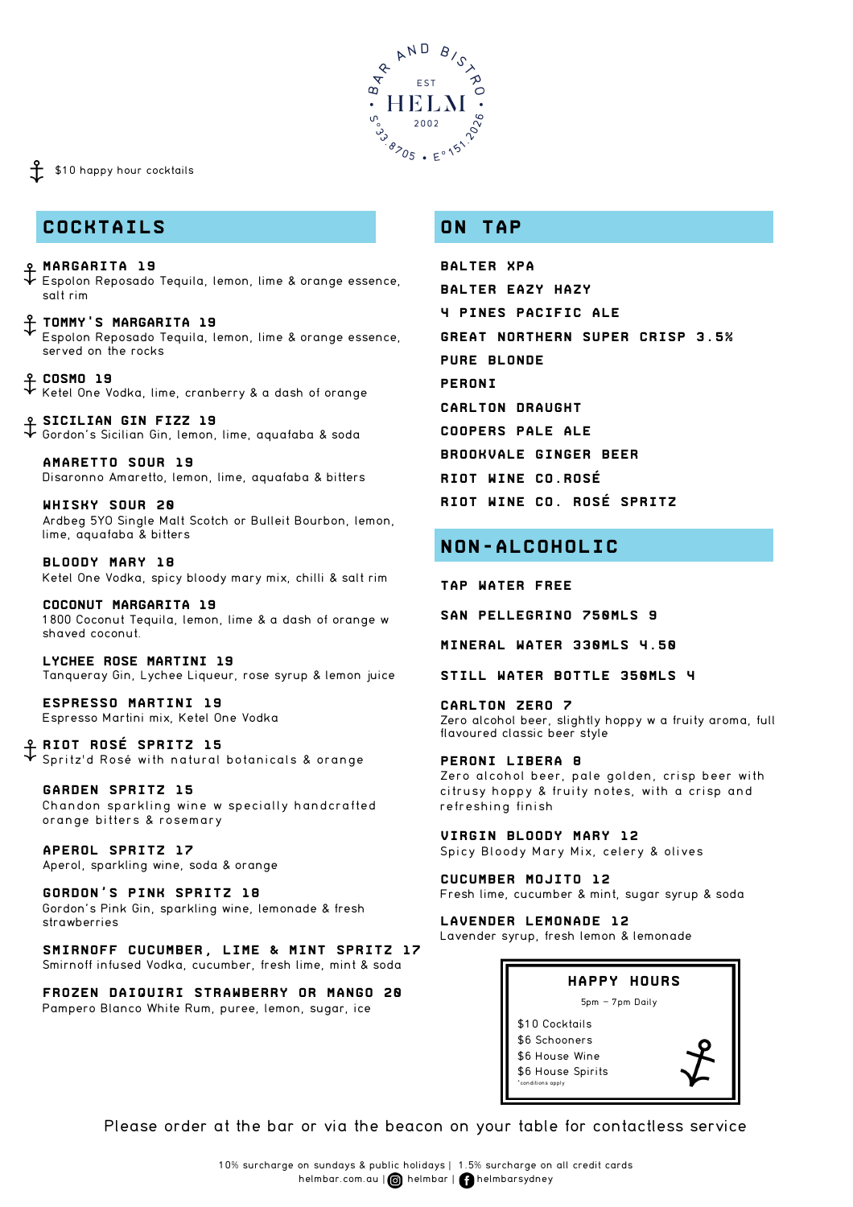BAR AND BISTRO
EST
HELM
2002
S°33.8705 • E°151.2026

⚓ $10 happy hour cocktails

## COCKTAILS

⚓ **MARGARITA 19**
Espolon Reposado Tequila, lemon, lime & orange essence, salt rim

⚓ **TOMMY'S MARGARITA 19**
Espolon Reposado Tequila, lemon, lime & orange essence, served on the rocks

⚓ **COSMO 19**
Ketel One Vodka, lime, cranberry & a dash of orange

⚓ **SICILIAN GIN FIZZ 19**
Gordon's Sicilian Gin, lemon, lime, aquafaba & soda

**AMARETTO SOUR 19**
Disaronno Amaretto, lemon, lime, aquafaba & bitters

**WHISKY SOUR 20**
Ardbeg 5YO Single Malt Scotch or Bulleit Bourbon, lemon, lime, aquafaba & bitters

**BLOODY MARY 18**
Ketel One Vodka, spicy bloody mary mix, chilli & salt rim

**COCONUT MARGARITA 19**
1800 Coconut Tequila, lemon, lime & a dash of orange w shaved coconut.

**LYCHEE ROSE MARTINI 19**
Tanqueray Gin, Lychee Liqueur, rose syrup & lemon juice

**ESPRESSO MARTINI 19**
Espresso Martini mix, Ketel One Vodka

⚓ **RIOT ROSÉ SPRITZ 15**
Spritz'd Rosé with natural botanicals & orange

**GARDEN SPRITZ 15**
Chandon sparkling wine w specially handcrafted orange bitters & rosemary

**APEROL SPRITZ 17**
Aperol, sparkling wine, soda & orange

**GORDON'S PINK SPRITZ 18**
Gordon's Pink Gin, sparkling wine, lemonade & fresh strawberries

**SMIRNOFF CUCUMBER, LIME & MINT SPRITZ 17**
Smirnoff infused Vodka, cucumber, fresh lime, mint & soda

**FROZEN DAIQUIRI STRAWBERRY OR MANGO 20**
Pampero Blanco White Rum, puree, lemon, sugar, ice

## ON TAP

**BALTER XPA**
**BALTER EAZY HAZY**
**4 PINES PACIFIC ALE**
**GREAT NORTHERN SUPER CRISP 3.5%**
**PURE BLONDE**
**PERONI**
**CARLTON DRAUGHT**
**COOPERS PALE ALE**
**BROOKVALE GINGER BEER**
**RIOT WINE CO.ROSÉ**
**RIOT WINE CO. ROSÉ SPRITZ**

## NON-ALCOHOLIC

**TAP WATER FREE**

**SAN PELLEGRINO 750MLS 9**

**MINERAL WATER 330MLS 4.50**

**STILL WATER BOTTLE 350MLS 4**

**CARLTON ZERO 7**
Zero alcohol beer, slightly hoppy w a fruity aroma, full flavoured classic beer style

**PERONI LIBERA 8**
Zero alcohol beer, pale golden, crisp beer with citrusy hoppy & fruity notes, with a crisp and refreshing finish

**VIRGIN BLOODY MARY 12**
Spicy Bloody Mary Mix, celery & olives

**CUCUMBER MOJITO 12**
Fresh lime, cucumber & mint, sugar syrup & soda

**LAVENDER LEMONADE 12**
Lavender syrup, fresh lemon & lemonade

### HAPPY HOURS

5pm – 7pm Daily

$10 Cocktails
$6 Schooners
$6 House Wine
$6 House Spirits
*conditions apply

Please order at the bar or via the beacon on your table for contactless service

10% surcharge on sundays & public holidays | 1.5% surcharge on all credit cards
helmbar.com.au | helmbar | helmbarsydney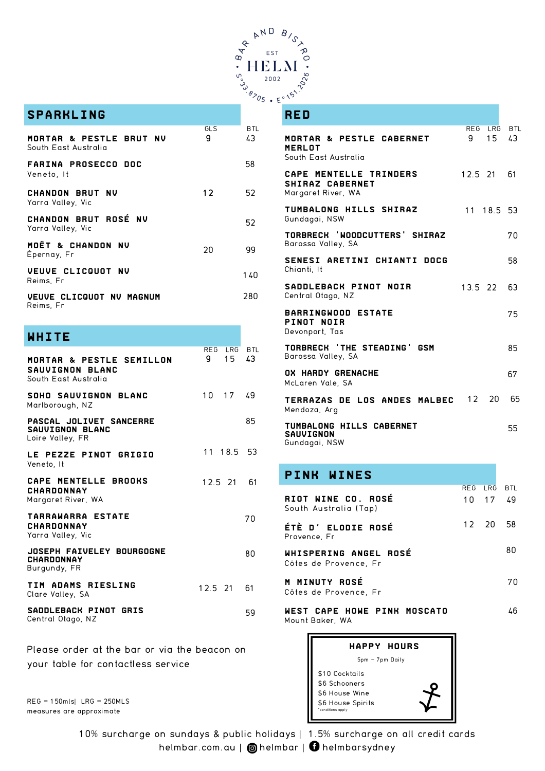BAR AND BISTRO
EST
HELM
2002
S° 33.8705 • E° 151.2026

## SPARKLING

| | GLS | BTL |
|---|---|---|
| **MORTAR & PESTLE BRUT NV**<br>South East Australia | 9 | 43 |
| **FARINA PROSECCO DOC**<br>Veneto, It | | 58 |
| **CHANDON BRUT NV**<br>Yarra Valley, Vic | 12 | 52 |
| **CHANDON BRUT ROSÉ NV**<br>Yarra Valley, Vic | | 52 |
| **MOËT & CHANDON NV**<br>Épernay, Fr | 20 | 99 |
| **VEUVE CLICQUOT NV**<br>Reims, Fr | | 140 |
| **VEUVE CLICQUOT NV MAGNUM**<br>Reims, Fr | | 280 |

## WHITE

| | REG | LRG | BTL |
|---|---|---|---|
| **MORTAR & PESTLE SEMILLON SAUVIGNON BLANC**<br>South East Australia | 9 | 15 | 43 |
| **SOHO SAUVIGNON BLANC**<br>Marlborough, NZ | 10 | 17 | 49 |
| **PASCAL JOLIVET SANCERRE SAUVIGNON BLANC**<br>Loire Valley, FR | | | 85 |
| **LE PEZZE PINOT GRIGIO**<br>Veneto, It | 11 | 18.5 | 53 |
| **CAPE MENTELLE BROOKS CHARDONNAY**<br>Margaret River, WA | 12.5 | 21 | 61 |
| **TARRAWARRA ESTATE CHARDONNAY**<br>Yarra Valley, Vic | | | 70 |
| **JOSEPH FAIVELEY BOURGOGNE CHARDONNAY**<br>Burgundy, FR | | | 80 |
| **TIM ADAMS RIESLING**<br>Clare Valley, SA | 12.5 | 21 | 61 |
| **SADDLEBACK PINOT GRIS**<br>Central Otago, NZ | | | 59 |

Please order at the bar or via the beacon on your table for contactless service

REG = 150mls| LRG = 250MLS
measures are approximate

## RED

| | REG | LRG | BTL |
|---|---|---|---|
| **MORTAR & PESTLE CABERNET MERLOT**<br>South East Australia | 9 | 15 | 43 |
| **CAPE MENTELLE TRINDERS SHIRAZ CABERNET**<br>Margaret River, WA | 12.5 | 21 | 61 |
| **TUMBALONG HILLS SHIRAZ**<br>Gundagai, NSW | 11 | 18.5 | 53 |
| **TORBRECK 'WOODCUTTERS' SHIRAZ**<br>Barossa Valley, SA | | | 70 |
| **SENESI ARETINI CHIANTI DOCG**<br>Chianti, It | | | 58 |
| **SADDLEBACK PINOT NOIR**<br>Central Otago, NZ | 13.5 | 22 | 63 |
| **BARRINGWOOD ESTATE PINOT NOIR**<br>Devonport, Tas | | | 75 |
| **TORBRECK 'THE STEADING' GSM**<br>Barossa Valley, SA | | | 85 |
| **OX HARDY GRENACHE**<br>McLaren Vale, SA | | | 67 |
| **TERRAZAS DE LOS ANDES MALBEC**<br>Mendoza, Arg | 12 | 20 | 65 |
| **TUMBALONG HILLS CABERNET SAUVIGNON**<br>Gundagai, NSW | | | 55 |

## PINK WINES

| | REG | LRG | BTL |
|---|---|---|---|
| **RIOT WINE CO. ROSÉ**<br>South Australia (Tap) | 10 | 17 | 49 |
| **ÉTÈ D' ELODIE ROSÉ**<br>Provence, Fr | 12 | 20 | 58 |
| **WHISPERING ANGEL ROSÉ**<br>Côtes de Provence, Fr | | | 80 |
| **M MINUTY ROSÉ**<br>Côtes de Provence, Fr | | | 70 |
| **WEST CAPE HOWE PINK MOSCATO**<br>Mount Baker, WA | | | 46 |

### HAPPY HOURS

5pm – 7pm Daily

$10 Cocktails
$6 Schooners
$6 House Wine
$6 House Spirits
*conditions apply

10% surcharge on sundays & public holidays | 1.5% surcharge on all credit cards
helmbar.com.au | helmbar | helmbarsydney